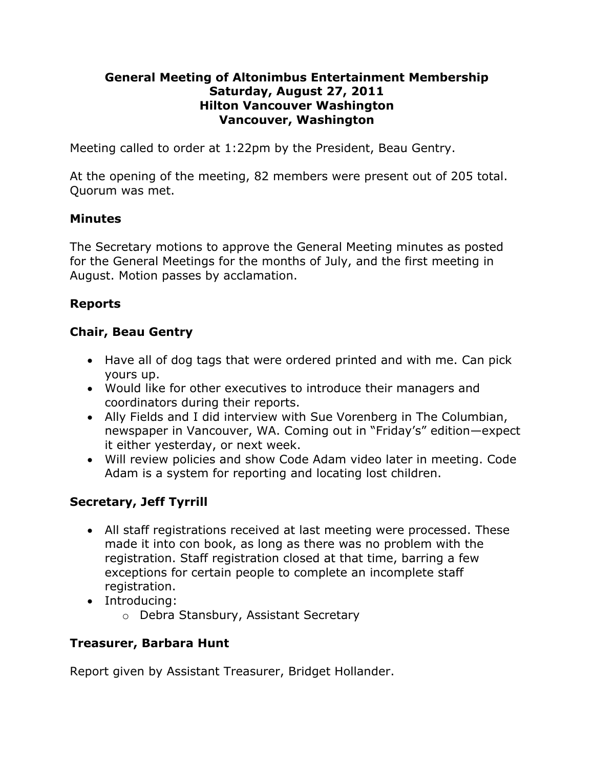**General Meeting of Altonimbus Entertainment Membership**
**Saturday, August 27, 2011**
**Hilton Vancouver Washington**
**Vancouver, Washington**

Meeting called to order at 1:22pm by the President, Beau Gentry.

At the opening of the meeting, 82 members were present out of 205 total. Quorum was met.

## Minutes

The Secretary motions to approve the General Meeting minutes as posted for the General Meetings for the months of July, and the first meeting in August. Motion passes by acclamation.

## Reports

### Chair, Beau Gentry

- Have all of dog tags that were ordered printed and with me. Can pick yours up.
- Would like for other executives to introduce their managers and coordinators during their reports.
- Ally Fields and I did interview with Sue Vorenberg in The Columbian, newspaper in Vancouver, WA. Coming out in "Friday's" edition—expect it either yesterday, or next week.
- Will review policies and show Code Adam video later in meeting. Code Adam is a system for reporting and locating lost children.

### Secretary, Jeff Tyrrill

- All staff registrations received at last meeting were processed. These made it into con book, as long as there was no problem with the registration. Staff registration closed at that time, barring a few exceptions for certain people to complete an incomplete staff registration.
- Introducing:
    - Debra Stansbury, Assistant Secretary

### Treasurer, Barbara Hunt

Report given by Assistant Treasurer, Bridget Hollander.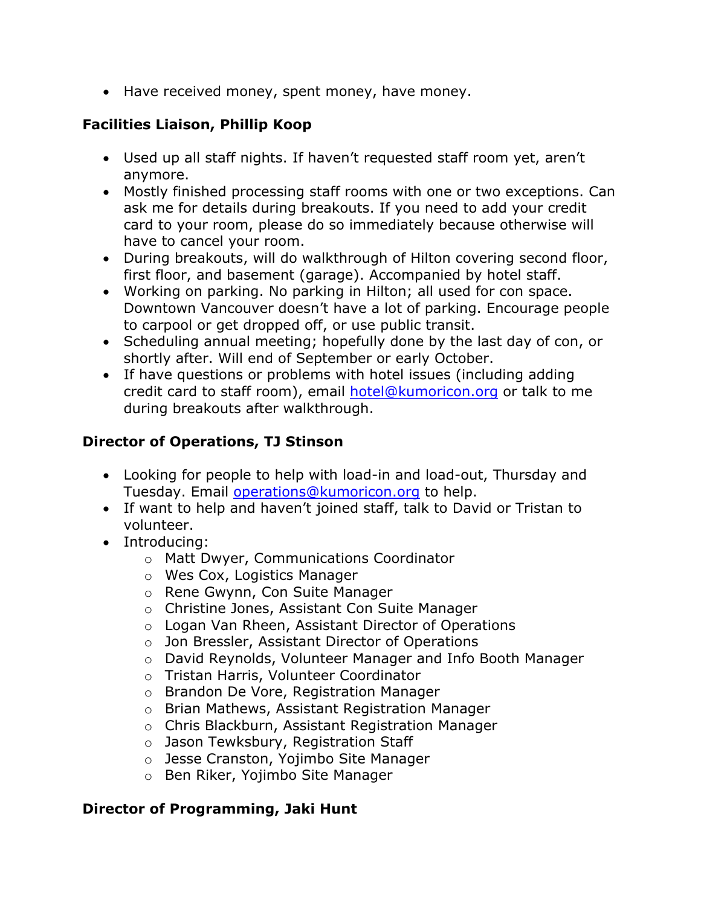- Have received money, spent money, have money.

**Facilities Liaison, Phillip Koop**

- Used up all staff nights. If haven't requested staff room yet, aren't anymore.
- Mostly finished processing staff rooms with one or two exceptions. Can ask me for details during breakouts. If you need to add your credit card to your room, please do so immediately because otherwise will have to cancel your room.
- During breakouts, will do walkthrough of Hilton covering second floor, first floor, and basement (garage). Accompanied by hotel staff.
- Working on parking. No parking in Hilton; all used for con space. Downtown Vancouver doesn't have a lot of parking. Encourage people to carpool or get dropped off, or use public transit.
- Scheduling annual meeting; hopefully done by the last day of con, or shortly after. Will end of September or early October.
- If have questions or problems with hotel issues (including adding credit card to staff room), email hotel@kumoricon.org or talk to me during breakouts after walkthrough.

**Director of Operations, TJ Stinson**

- Looking for people to help with load-in and load-out, Thursday and Tuesday. Email operations@kumoricon.org to help.
- If want to help and haven't joined staff, talk to David or Tristan to volunteer.
- Introducing:
  - Matt Dwyer, Communications Coordinator
  - Wes Cox, Logistics Manager
  - Rene Gwynn, Con Suite Manager
  - Christine Jones, Assistant Con Suite Manager
  - Logan Van Rheen, Assistant Director of Operations
  - Jon Bressler, Assistant Director of Operations
  - David Reynolds, Volunteer Manager and Info Booth Manager
  - Tristan Harris, Volunteer Coordinator
  - Brandon De Vore, Registration Manager
  - Brian Mathews, Assistant Registration Manager
  - Chris Blackburn, Assistant Registration Manager
  - Jason Tewksbury, Registration Staff
  - Jesse Cranston, Yojimbo Site Manager
  - Ben Riker, Yojimbo Site Manager

**Director of Programming, Jaki Hunt**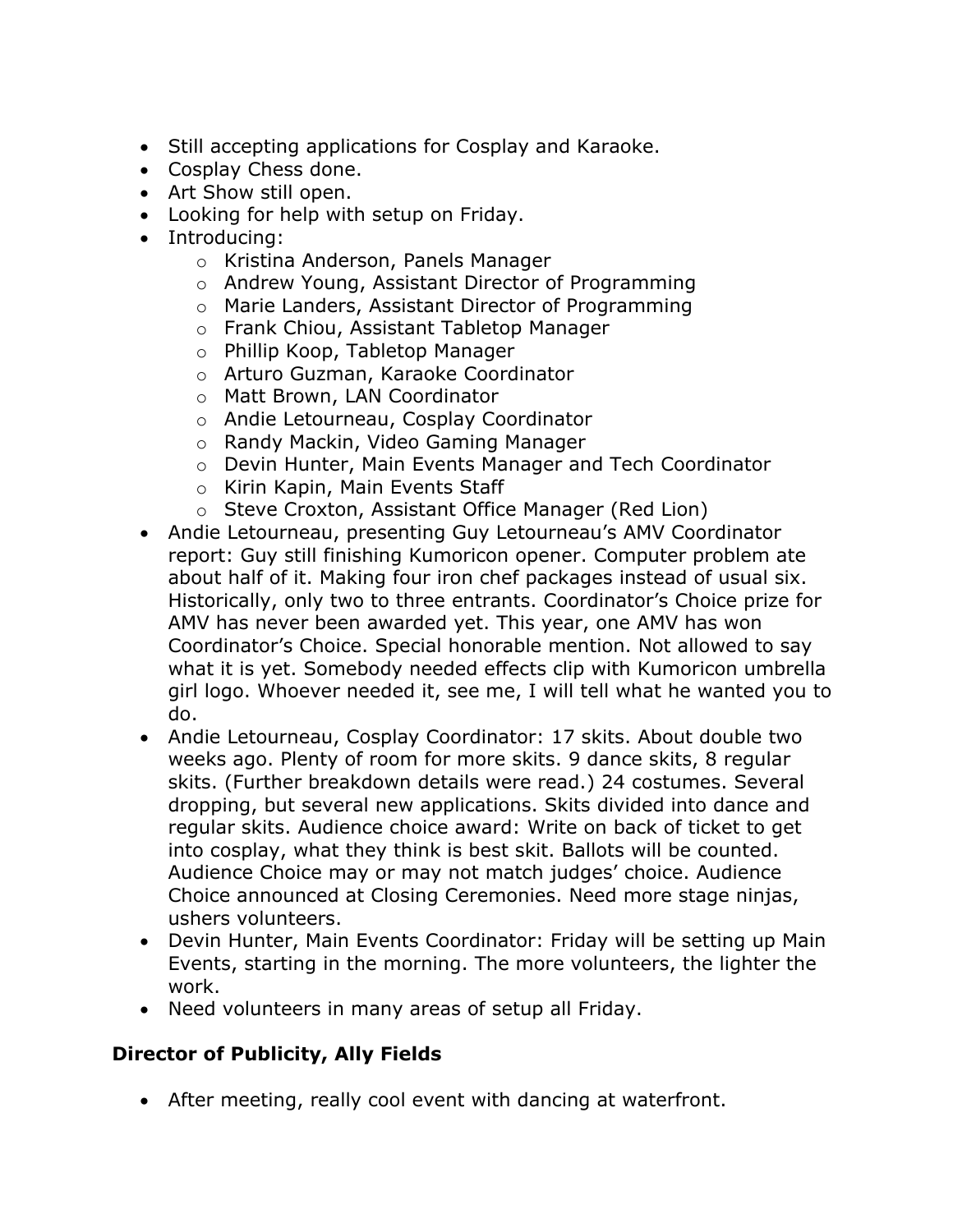- Still accepting applications for Cosplay and Karaoke.
- Cosplay Chess done.
- Art Show still open.
- Looking for help with setup on Friday.
- Introducing:
    - Kristina Anderson, Panels Manager
    - Andrew Young, Assistant Director of Programming
    - Marie Landers, Assistant Director of Programming
    - Frank Chiou, Assistant Tabletop Manager
    - Phillip Koop, Tabletop Manager
    - Arturo Guzman, Karaoke Coordinator
    - Matt Brown, LAN Coordinator
    - Andie Letourneau, Cosplay Coordinator
    - Randy Mackin, Video Gaming Manager
    - Devin Hunter, Main Events Manager and Tech Coordinator
    - Kirin Kapin, Main Events Staff
    - Steve Croxton, Assistant Office Manager (Red Lion)
- Andie Letourneau, presenting Guy Letourneau's AMV Coordinator report: Guy still finishing Kumoricon opener. Computer problem ate about half of it. Making four iron chef packages instead of usual six. Historically, only two to three entrants. Coordinator's Choice prize for AMV has never been awarded yet. This year, one AMV has won Coordinator's Choice. Special honorable mention. Not allowed to say what it is yet. Somebody needed effects clip with Kumoricon umbrella girl logo. Whoever needed it, see me, I will tell what he wanted you to do.
- Andie Letourneau, Cosplay Coordinator: 17 skits. About double two weeks ago. Plenty of room for more skits. 9 dance skits, 8 regular skits. (Further breakdown details were read.) 24 costumes. Several dropping, but several new applications. Skits divided into dance and regular skits. Audience choice award: Write on back of ticket to get into cosplay, what they think is best skit. Ballots will be counted. Audience Choice may or may not match judges' choice. Audience Choice announced at Closing Ceremonies. Need more stage ninjas, ushers volunteers.
- Devin Hunter, Main Events Coordinator: Friday will be setting up Main Events, starting in the morning. The more volunteers, the lighter the work.
- Need volunteers in many areas of setup all Friday.

### Director of Publicity, Ally Fields

- After meeting, really cool event with dancing at waterfront.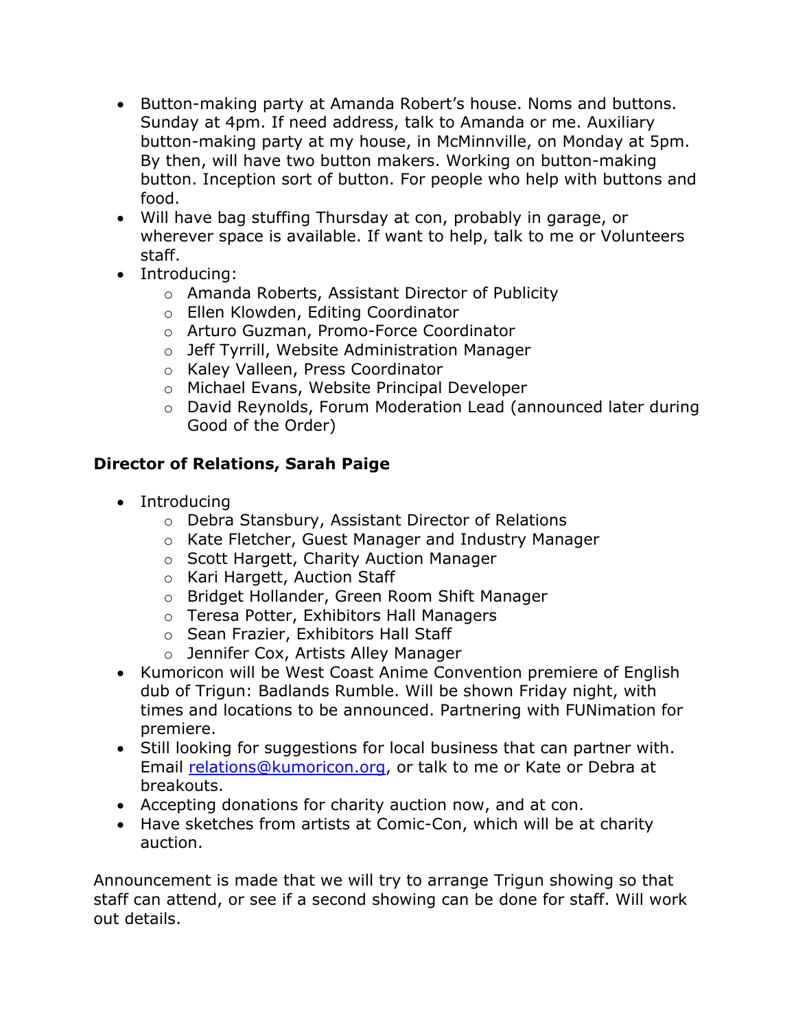- Button-making party at Amanda Robert's house. Noms and buttons. Sunday at 4pm. If need address, talk to Amanda or me. Auxiliary button-making party at my house, in McMinnville, on Monday at 5pm. By then, will have two button makers. Working on button-making button. Inception sort of button. For people who help with buttons and food.
- Will have bag stuffing Thursday at con, probably in garage, or wherever space is available. If want to help, talk to me or Volunteers staff.
- Introducing:
  - Amanda Roberts, Assistant Director of Publicity
  - Ellen Klowden, Editing Coordinator
  - Arturo Guzman, Promo-Force Coordinator
  - Jeff Tyrrill, Website Administration Manager
  - Kaley Valleen, Press Coordinator
  - Michael Evans, Website Principal Developer
  - David Reynolds, Forum Moderation Lead (announced later during Good of the Order)

**Director of Relations, Sarah Paige**

- Introducing
  - Debra Stansbury, Assistant Director of Relations
  - Kate Fletcher, Guest Manager and Industry Manager
  - Scott Hargett, Charity Auction Manager
  - Kari Hargett, Auction Staff
  - Bridget Hollander, Green Room Shift Manager
  - Teresa Potter, Exhibitors Hall Managers
  - Sean Frazier, Exhibitors Hall Staff
  - Jennifer Cox, Artists Alley Manager
- Kumoricon will be West Coast Anime Convention premiere of English dub of Trigun: Badlands Rumble. Will be shown Friday night, with times and locations to be announced. Partnering with FUNimation for premiere.
- Still looking for suggestions for local business that can partner with. Email relations@kumoricon.org, or talk to me or Kate or Debra at breakouts.
- Accepting donations for charity auction now, and at con.
- Have sketches from artists at Comic-Con, which will be at charity auction.

Announcement is made that we will try to arrange Trigun showing so that staff can attend, or see if a second showing can be done for staff. Will work out details.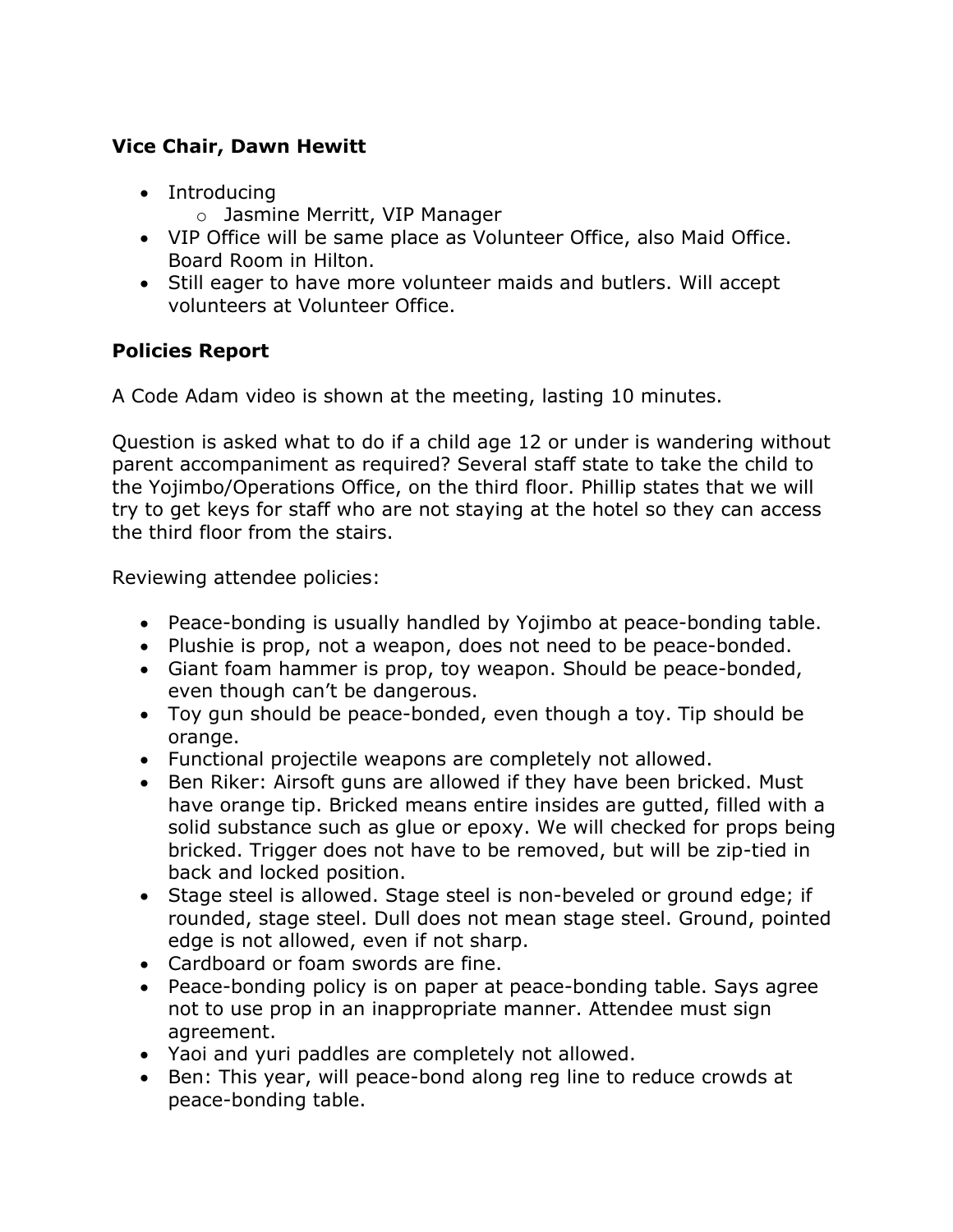**Vice Chair, Dawn Hewitt**

- Introducing
  - Jasmine Merritt, VIP Manager
- VIP Office will be same place as Volunteer Office, also Maid Office. Board Room in Hilton.
- Still eager to have more volunteer maids and butlers. Will accept volunteers at Volunteer Office.

**Policies Report**

A Code Adam video is shown at the meeting, lasting 10 minutes.

Question is asked what to do if a child age 12 or under is wandering without parent accompaniment as required? Several staff state to take the child to the Yojimbo/Operations Office, on the third floor. Phillip states that we will try to get keys for staff who are not staying at the hotel so they can access the third floor from the stairs.

Reviewing attendee policies:

- Peace-bonding is usually handled by Yojimbo at peace-bonding table.
- Plushie is prop, not a weapon, does not need to be peace-bonded.
- Giant foam hammer is prop, toy weapon. Should be peace-bonded, even though can't be dangerous.
- Toy gun should be peace-bonded, even though a toy. Tip should be orange.
- Functional projectile weapons are completely not allowed.
- Ben Riker: Airsoft guns are allowed if they have been bricked. Must have orange tip. Bricked means entire insides are gutted, filled with a solid substance such as glue or epoxy. We will checked for props being bricked. Trigger does not have to be removed, but will be zip-tied in back and locked position.
- Stage steel is allowed. Stage steel is non-beveled or ground edge; if rounded, stage steel. Dull does not mean stage steel. Ground, pointed edge is not allowed, even if not sharp.
- Cardboard or foam swords are fine.
- Peace-bonding policy is on paper at peace-bonding table. Says agree not to use prop in an inappropriate manner. Attendee must sign agreement.
- Yaoi and yuri paddles are completely not allowed.
- Ben: This year, will peace-bond along reg line to reduce crowds at peace-bonding table.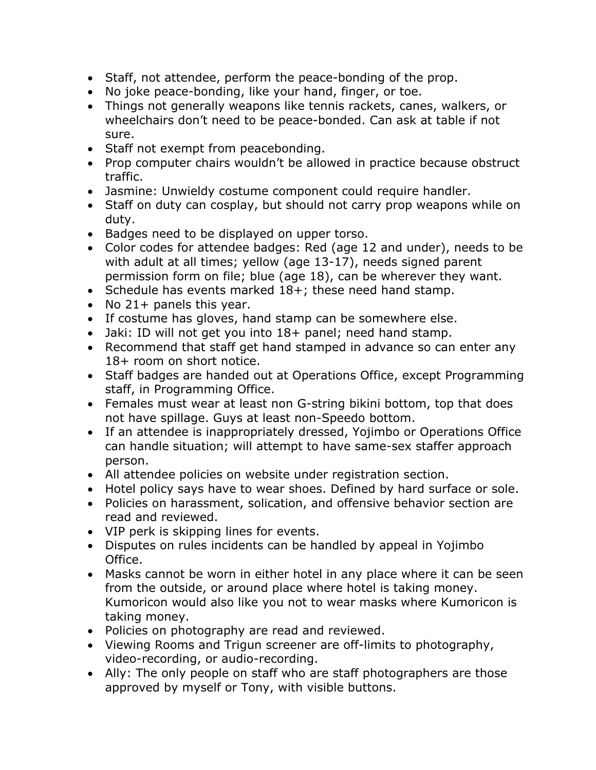- Staff, not attendee, perform the peace-bonding of the prop.
- No joke peace-bonding, like your hand, finger, or toe.
- Things not generally weapons like tennis rackets, canes, walkers, or wheelchairs don't need to be peace-bonded. Can ask at table if not sure.
- Staff not exempt from peacebonding.
- Prop computer chairs wouldn't be allowed in practice because obstruct traffic.
- Jasmine: Unwieldy costume component could require handler.
- Staff on duty can cosplay, but should not carry prop weapons while on duty.
- Badges need to be displayed on upper torso.
- Color codes for attendee badges: Red (age 12 and under), needs to be with adult at all times; yellow (age 13-17), needs signed parent permission form on file; blue (age 18), can be wherever they want.
- Schedule has events marked 18+; these need hand stamp.
- No 21+ panels this year.
- If costume has gloves, hand stamp can be somewhere else.
- Jaki: ID will not get you into 18+ panel; need hand stamp.
- Recommend that staff get hand stamped in advance so can enter any 18+ room on short notice.
- Staff badges are handed out at Operations Office, except Programming staff, in Programming Office.
- Females must wear at least non G-string bikini bottom, top that does not have spillage. Guys at least non-Speedo bottom.
- If an attendee is inappropriately dressed, Yojimbo or Operations Office can handle situation; will attempt to have same-sex staffer approach person.
- All attendee policies on website under registration section.
- Hotel policy says have to wear shoes. Defined by hard surface or sole.
- Policies on harassment, solication, and offensive behavior section are read and reviewed.
- VIP perk is skipping lines for events.
- Disputes on rules incidents can be handled by appeal in Yojimbo Office.
- Masks cannot be worn in either hotel in any place where it can be seen from the outside, or around place where hotel is taking money. Kumoricon would also like you not to wear masks where Kumoricon is taking money.
- Policies on photography are read and reviewed.
- Viewing Rooms and Trigun screener are off-limits to photography, video-recording, or audio-recording.
- Ally: The only people on staff who are staff photographers are those approved by myself or Tony, with visible buttons.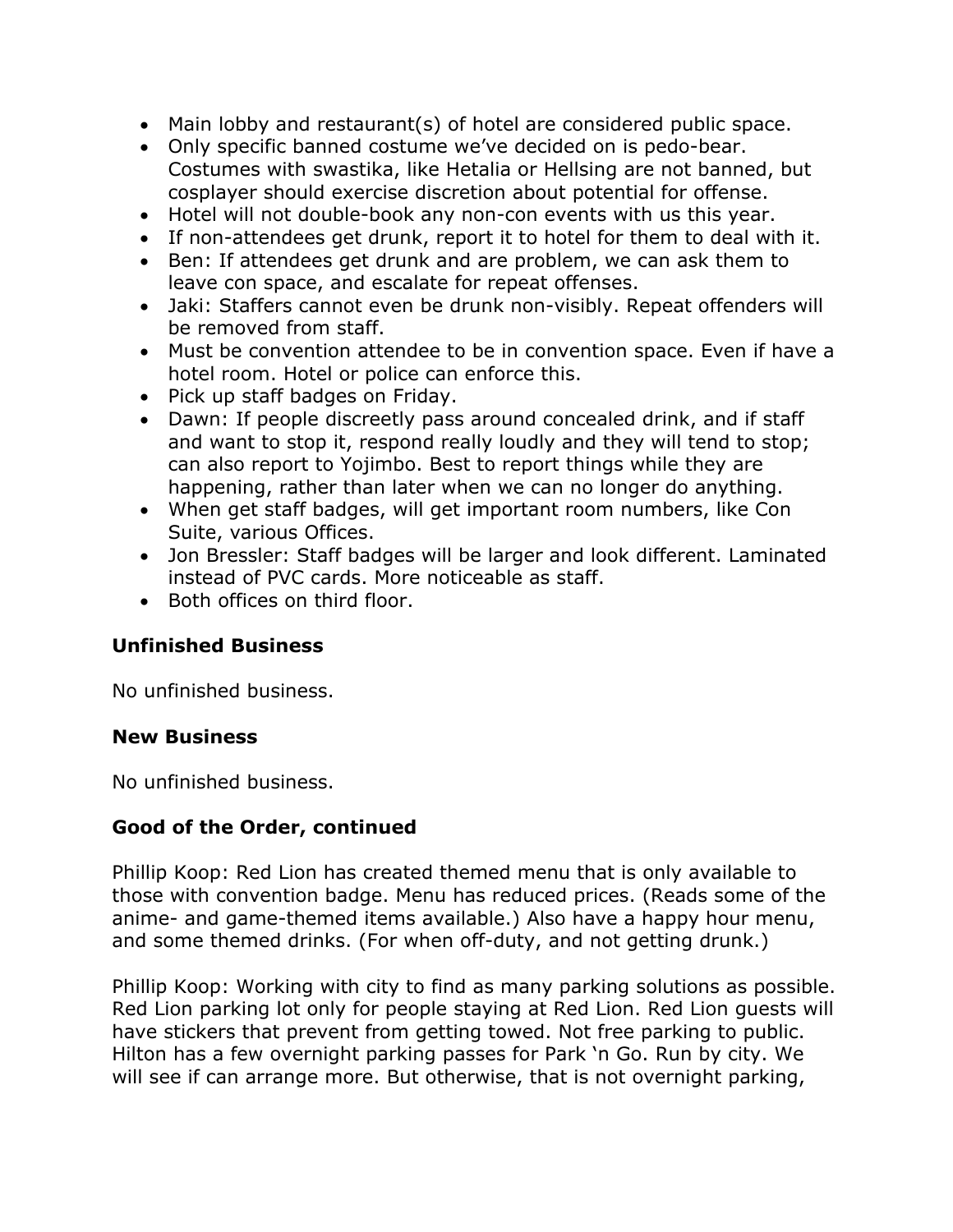- Main lobby and restaurant(s) of hotel are considered public space.
- Only specific banned costume we've decided on is pedo-bear. Costumes with swastika, like Hetalia or Hellsing are not banned, but cosplayer should exercise discretion about potential for offense.
- Hotel will not double-book any non-con events with us this year.
- If non-attendees get drunk, report it to hotel for them to deal with it.
- Ben: If attendees get drunk and are problem, we can ask them to leave con space, and escalate for repeat offenses.
- Jaki: Staffers cannot even be drunk non-visibly. Repeat offenders will be removed from staff.
- Must be convention attendee to be in convention space. Even if have a hotel room. Hotel or police can enforce this.
- Pick up staff badges on Friday.
- Dawn: If people discreetly pass around concealed drink, and if staff and want to stop it, respond really loudly and they will tend to stop; can also report to Yojimbo. Best to report things while they are happening, rather than later when we can no longer do anything.
- When get staff badges, will get important room numbers, like Con Suite, various Offices.
- Jon Bressler: Staff badges will be larger and look different. Laminated instead of PVC cards. More noticeable as staff.
- Both offices on third floor.

### Unfinished Business

No unfinished business.

### New Business

No unfinished business.

### Good of the Order, continued

Phillip Koop: Red Lion has created themed menu that is only available to those with convention badge. Menu has reduced prices. (Reads some of the anime- and game-themed items available.) Also have a happy hour menu, and some themed drinks. (For when off-duty, and not getting drunk.)

Phillip Koop: Working with city to find as many parking solutions as possible. Red Lion parking lot only for people staying at Red Lion. Red Lion guests will have stickers that prevent from getting towed. Not free parking to public. Hilton has a few overnight parking passes for Park 'n Go. Run by city. We will see if can arrange more. But otherwise, that is not overnight parking,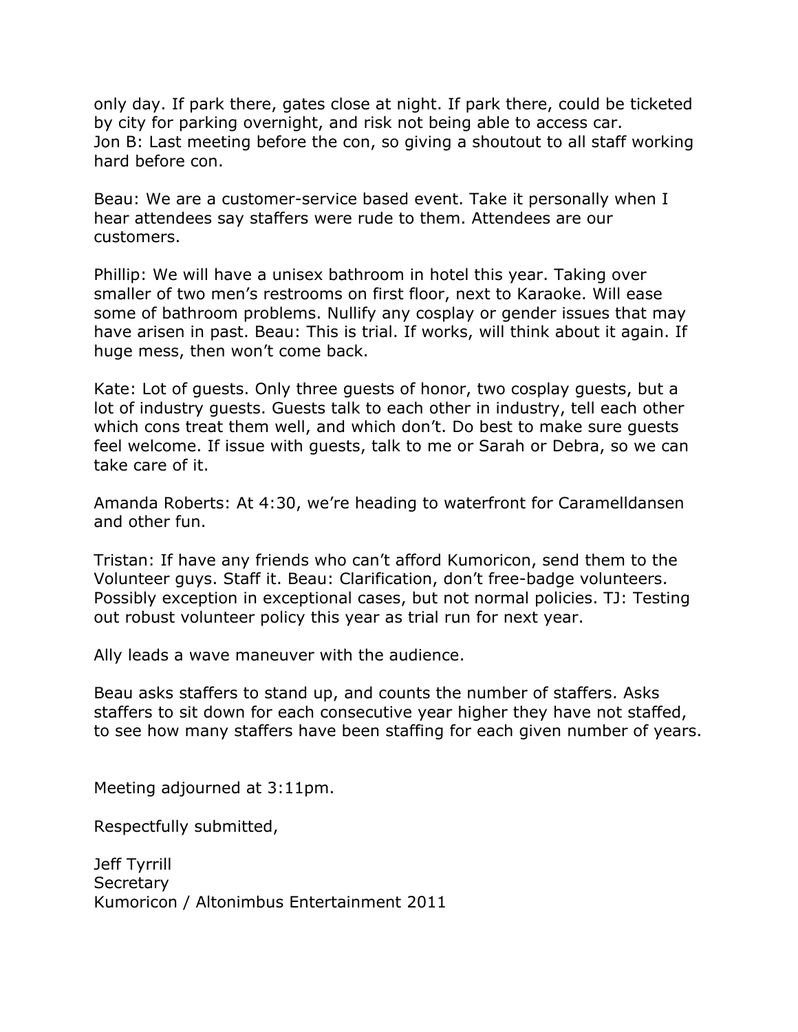only day. If park there, gates close at night. If park there, could be ticketed by city for parking overnight, and risk not being able to access car.
Jon B: Last meeting before the con, so giving a shoutout to all staff working hard before con.

Beau: We are a customer-service based event. Take it personally when I hear attendees say staffers were rude to them. Attendees are our customers.

Phillip: We will have a unisex bathroom in hotel this year. Taking over smaller of two men's restrooms on first floor, next to Karaoke. Will ease some of bathroom problems. Nullify any cosplay or gender issues that may have arisen in past. Beau: This is trial. If works, will think about it again. If huge mess, then won't come back.

Kate: Lot of guests. Only three guests of honor, two cosplay guests, but a lot of industry guests. Guests talk to each other in industry, tell each other which cons treat them well, and which don't. Do best to make sure guests feel welcome. If issue with guests, talk to me or Sarah or Debra, so we can take care of it.

Amanda Roberts: At 4:30, we're heading to waterfront for Caramelldansen and other fun.

Tristan: If have any friends who can't afford Kumoricon, send them to the Volunteer guys. Staff it. Beau: Clarification, don't free-badge volunteers. Possibly exception in exceptional cases, but not normal policies. TJ: Testing out robust volunteer policy this year as trial run for next year.

Ally leads a wave maneuver with the audience.

Beau asks staffers to stand up, and counts the number of staffers. Asks staffers to sit down for each consecutive year higher they have not staffed, to see how many staffers have been staffing for each given number of years.

Meeting adjourned at 3:11pm.

Respectfully submitted,

Jeff Tyrrill
Secretary
Kumoricon / Altonimbus Entertainment 2011